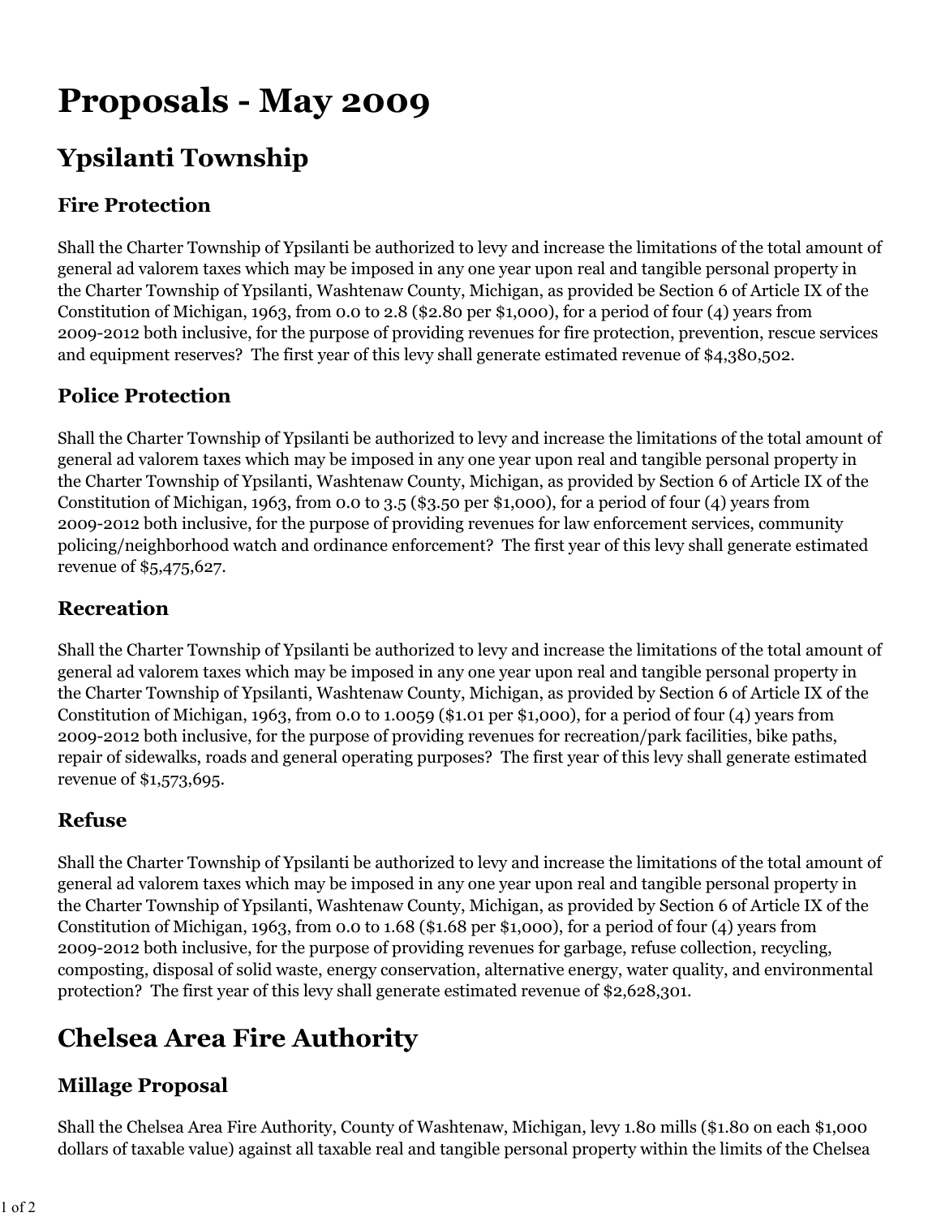# Proposals - May 2009

## Ypsilanti Township

### Fire Protection

Shall the Charter Township of Ypsilanti be authorized to levy and increase the limitations of the total amount of general ad valorem taxes which may be imposed in any one year upon real and tangible personal property in the Charter Township of Ypsilanti, Washtenaw County, Michigan, as provided be Section 6 of Article IX of the Constitution of Michigan, 1963, from 0.0 to 2.8 ($2.80 per $1,000), for a period of four (4) years from 2009-2012 both inclusive, for the purpose of providing revenues for fire protection, prevention, rescue services and equipment reserves? The first year of this levy shall generate estimated revenue of $4,380,502.

### Police Protection

Shall the Charter Township of Ypsilanti be authorized to levy and increase the limitations of the total amount of general ad valorem taxes which may be imposed in any one year upon real and tangible personal property in the Charter Township of Ypsilanti, Washtenaw County, Michigan, as provided by Section 6 of Article IX of the Constitution of Michigan, 1963, from 0.0 to 3.5 ($3.50 per $1,000), for a period of four (4) years from 2009-2012 both inclusive, for the purpose of providing revenues for law enforcement services, community policing/neighborhood watch and ordinance enforcement? The first year of this levy shall generate estimated revenue of $5,475,627.

### Recreation

Shall the Charter Township of Ypsilanti be authorized to levy and increase the limitations of the total amount of general ad valorem taxes which may be imposed in any one year upon real and tangible personal property in the Charter Township of Ypsilanti, Washtenaw County, Michigan, as provided by Section 6 of Article IX of the Constitution of Michigan, 1963, from 0.0 to 1.0059 ($1.01 per $1,000), for a period of four (4) years from 2009-2012 both inclusive, for the purpose of providing revenues for recreation/park facilities, bike paths, repair of sidewalks, roads and general operating purposes? The first year of this levy shall generate estimated revenue of $1,573,695.

### Refuse

Shall the Charter Township of Ypsilanti be authorized to levy and increase the limitations of the total amount of general ad valorem taxes which may be imposed in any one year upon real and tangible personal property in the Charter Township of Ypsilanti, Washtenaw County, Michigan, as provided by Section 6 of Article IX of the Constitution of Michigan, 1963, from 0.0 to 1.68 ($1.68 per $1,000), for a period of four (4) years from 2009-2012 both inclusive, for the purpose of providing revenues for garbage, refuse collection, recycling, composting, disposal of solid waste, energy conservation, alternative energy, water quality, and environmental protection? The first year of this levy shall generate estimated revenue of $2,628,301.

## Chelsea Area Fire Authority

### Millage Proposal

Shall the Chelsea Area Fire Authority, County of Washtenaw, Michigan, levy 1.80 mills ($1.80 on each $1,000 dollars of taxable value) against all taxable real and tangible personal property within the limits of the Chelsea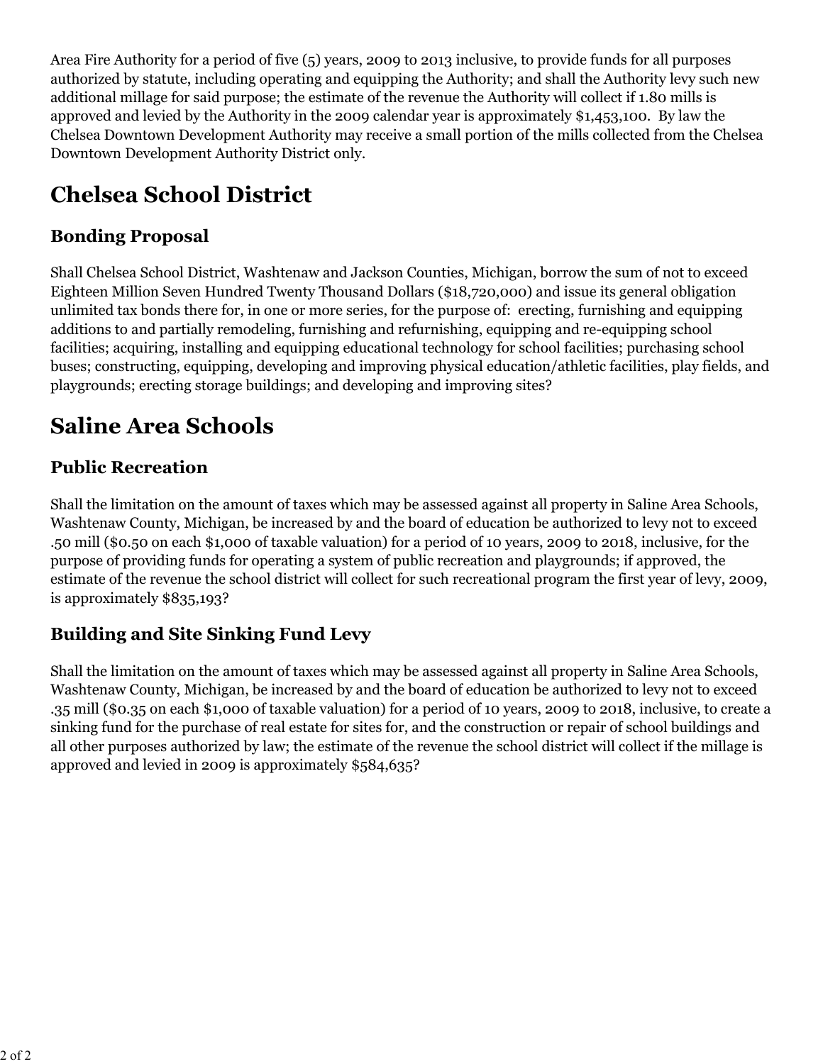Area Fire Authority for a period of five (5) years, 2009 to 2013 inclusive, to provide funds for all purposes authorized by statute, including operating and equipping the Authority; and shall the Authority levy such new additional millage for said purpose; the estimate of the revenue the Authority will collect if 1.80 mills is approved and levied by the Authority in the 2009 calendar year is approximately $1,453,100. By law the Chelsea Downtown Development Authority may receive a small portion of the mills collected from the Chelsea Downtown Development Authority District only.

# Chelsea School District

## Bonding Proposal

Shall Chelsea School District, Washtenaw and Jackson Counties, Michigan, borrow the sum of not to exceed Eighteen Million Seven Hundred Twenty Thousand Dollars ($18,720,000) and issue its general obligation unlimited tax bonds there for, in one or more series, for the purpose of: erecting, furnishing and equipping additions to and partially remodeling, furnishing and refurnishing, equipping and re-equipping school facilities; acquiring, installing and equipping educational technology for school facilities; purchasing school buses; constructing, equipping, developing and improving physical education/athletic facilities, play fields, and playgrounds; erecting storage buildings; and developing and improving sites?

# Saline Area Schools

## Public Recreation

Shall the limitation on the amount of taxes which may be assessed against all property in Saline Area Schools, Washtenaw County, Michigan, be increased by and the board of education be authorized to levy not to exceed .50 mill ($0.50 on each $1,000 of taxable valuation) for a period of 10 years, 2009 to 2018, inclusive, for the purpose of providing funds for operating a system of public recreation and playgrounds; if approved, the estimate of the revenue the school district will collect for such recreational program the first year of levy, 2009, is approximately $835,193?

## Building and Site Sinking Fund Levy

Shall the limitation on the amount of taxes which may be assessed against all property in Saline Area Schools, Washtenaw County, Michigan, be increased by and the board of education be authorized to levy not to exceed .35 mill ($0.35 on each $1,000 of taxable valuation) for a period of 10 years, 2009 to 2018, inclusive, to create a sinking fund for the purchase of real estate for sites for, and the construction or repair of school buildings and all other purposes authorized by law; the estimate of the revenue the school district will collect if the millage is approved and levied in 2009 is approximately $584,635?